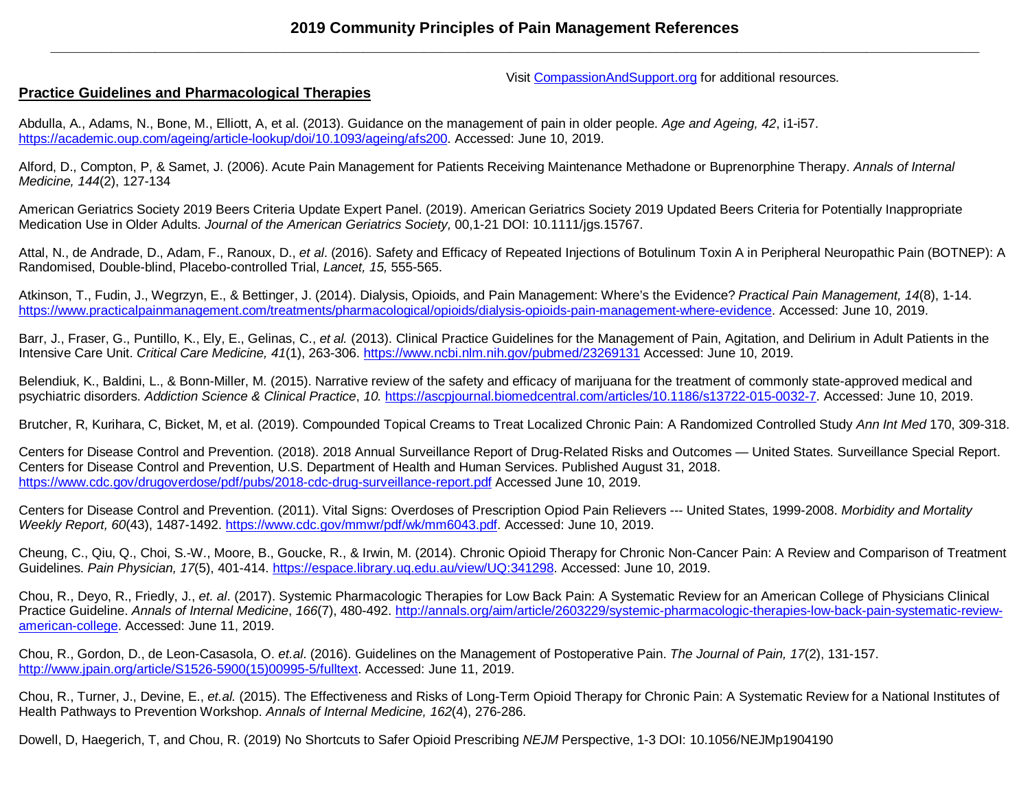# 2019 Community Principles of Pain Management References

Visit [CompassionAndSupport.org](CompassionAndSupport.org) for additional resources.

## Practice Guidelines and Pharmacological Therapies

Abdulla, A., Adams, N., Bone, M., Elliott, A, et al. (2013). Guidance on the management of pain in older people. *Age and Ageing, 42*, i1-i57. https://academic.oup.com/ageing/article-lookup/doi/10.1093/ageing/afs200. Accessed: June 10, 2019.

Alford, D., Compton, P, & Samet, J. (2006). Acute Pain Management for Patients Receiving Maintenance Methadone or Buprenorphine Therapy. *Annals of Internal Medicine, 144*(2), 127-134

American Geriatrics Society 2019 Beers Criteria Update Expert Panel. (2019). American Geriatrics Society 2019 Updated Beers Criteria for Potentially Inappropriate Medication Use in Older Adults. *Journal of the American Geriatrics Society,* 00,1-21 DOI: 10.1111/jgs.15767.

Attal, N., de Andrade, D., Adam, F., Ranoux, D., *et al*. (2016). Safety and Efficacy of Repeated Injections of Botulinum Toxin A in Peripheral Neuropathic Pain (BOTNEP): A Randomised, Double-blind, Placebo-controlled Trial, *Lancet, 15,* 555-565.

Atkinson, T., Fudin, J., Wegrzyn, E., & Bettinger, J. (2014). Dialysis, Opioids, and Pain Management: Where's the Evidence? *Practical Pain Management, 14*(8), 1-14. https://www.practicalpainmanagement.com/treatments/pharmacological/opioids/dialysis-opioids-pain-management-where-evidence. Accessed: June 10, 2019.

Barr, J., Fraser, G., Puntillo, K., Ely, E., Gelinas, C., *et al.* (2013). Clinical Practice Guidelines for the Management of Pain, Agitation, and Delirium in Adult Patients in the Intensive Care Unit. *Critical Care Medicine, 41*(1), 263-306. https://www.ncbi.nlm.nih.gov/pubmed/23269131 Accessed: June 10, 2019.

Belendiuk, K., Baldini, L., & Bonn-Miller, M. (2015). Narrative review of the safety and efficacy of marijuana for the treatment of commonly state-approved medical and psychiatric disorders. *Addiction Science & Clinical Practice*, *10.* https://ascpjournal.biomedcentral.com/articles/10.1186/s13722-015-0032-7. Accessed: June 10, 2019.

Brutcher, R, Kurihara, C, Bicket, M, et al. (2019). Compounded Topical Creams to Treat Localized Chronic Pain: A Randomized Controlled Study *Ann Int Med* 170, 309-318.

Centers for Disease Control and Prevention. (2018). 2018 Annual Surveillance Report of Drug-Related Risks and Outcomes — United States. Surveillance Special Report. Centers for Disease Control and Prevention, U.S. Department of Health and Human Services. Published August 31, 2018. https://www.cdc.gov/drugoverdose/pdf/pubs/2018-cdc-drug-surveillance-report.pdf Accessed June 10, 2019.

Centers for Disease Control and Prevention. (2011). Vital Signs: Overdoses of Prescription Opiod Pain Relievers --- United States, 1999-2008. *Morbidity and Mortality Weekly Report, 60*(43), 1487-1492. https://www.cdc.gov/mmwr/pdf/wk/mm6043.pdf. Accessed: June 10, 2019.

Cheung, C., Qiu, Q., Choi, S.-W., Moore, B., Goucke, R., & Irwin, M. (2014). Chronic Opioid Therapy for Chronic Non-Cancer Pain: A Review and Comparison of Treatment Guidelines. *Pain Physician, 17*(5), 401-414. https://espace.library.uq.edu.au/view/UQ:341298. Accessed: June 10, 2019.

Chou, R., Deyo, R., Friedly, J., *et. al*. (2017). Systemic Pharmacologic Therapies for Low Back Pain: A Systematic Review for an American College of Physicians Clinical Practice Guideline. *Annals of Internal Medicine*, *166*(7), 480-492. http://annals.org/aim/article/2603229/systemic-pharmacologic-therapies-low-back-pain-systematic-review-american-college. Accessed: June 11, 2019.

Chou, R., Gordon, D., de Leon-Casasola, O. *et.al*. (2016). Guidelines on the Management of Postoperative Pain. *The Journal of Pain, 17*(2), 131-157. http://www.jpain.org/article/S1526-5900(15)00995-5/fulltext. Accessed: June 11, 2019.

Chou, R., Turner, J., Devine, E., *et.al.* (2015). The Effectiveness and Risks of Long-Term Opioid Therapy for Chronic Pain: A Systematic Review for a National Institutes of Health Pathways to Prevention Workshop. *Annals of Internal Medicine, 162*(4), 276-286.

Dowell, D, Haegerich, T, and Chou, R. (2019) No Shortcuts to Safer Opioid Prescribing *NEJM* Perspective, 1-3 DOI: 10.1056/NEJMp1904190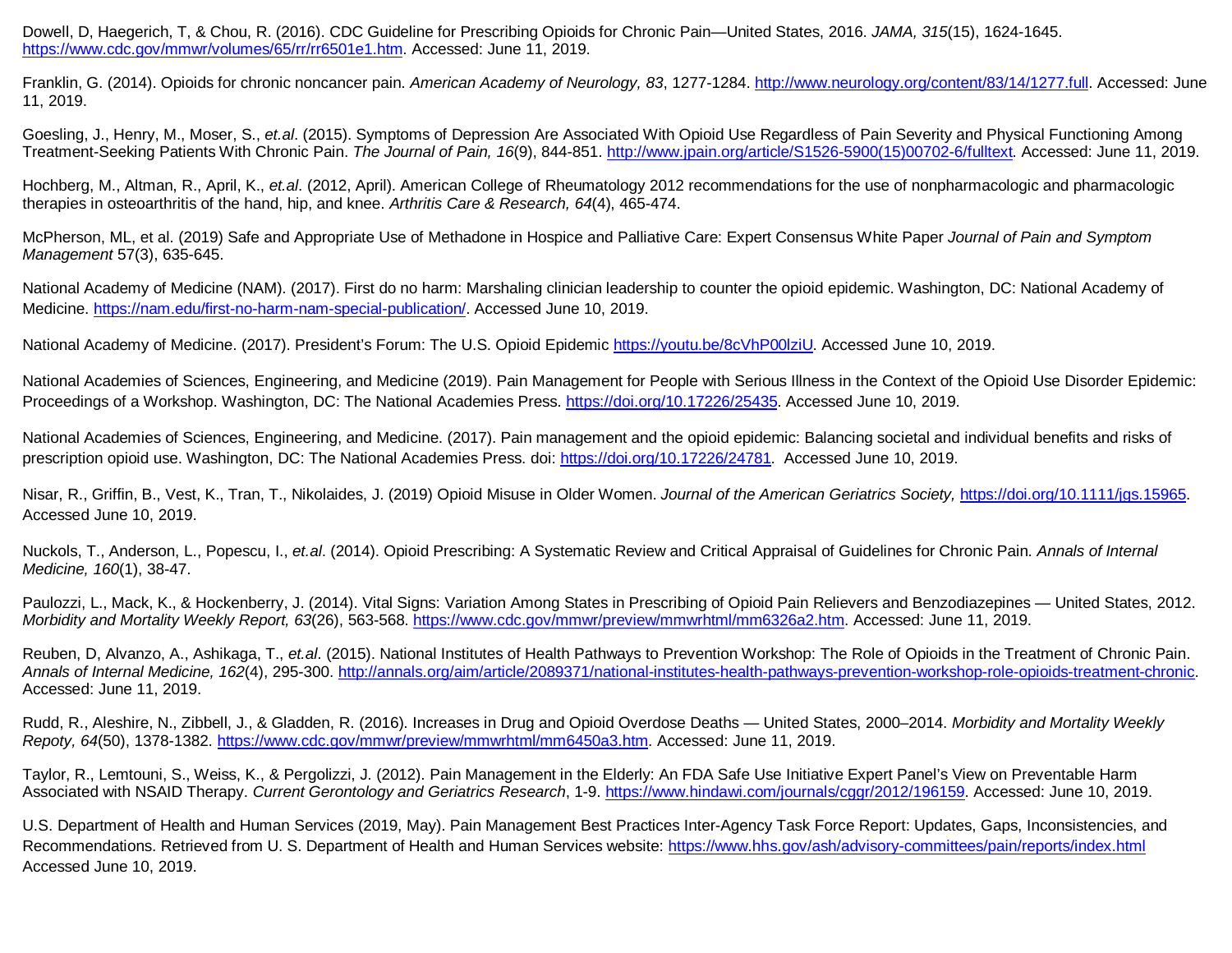Dowell, D, Haegerich, T, & Chou, R. (2016). CDC Guideline for Prescribing Opioids for Chronic Pain—United States, 2016. *JAMA, 315*(15), 1624-1645. https://www.cdc.gov/mmwr/volumes/65/rr/rr6501e1.htm. Accessed: June 11, 2019.

Franklin, G. (2014). Opioids for chronic noncancer pain. *American Academy of Neurology, 83*, 1277-1284. http://www.neurology.org/content/83/14/1277.full. Accessed: June 11, 2019.

Goesling, J., Henry, M., Moser, S., *et.al*. (2015). Symptoms of Depression Are Associated With Opioid Use Regardless of Pain Severity and Physical Functioning Among Treatment-Seeking Patients With Chronic Pain. *The Journal of Pain, 16*(9), 844-851. http://www.jpain.org/article/S1526-5900(15)00702-6/fulltext. Accessed: June 11, 2019.

Hochberg, M., Altman, R., April, K., *et.al*. (2012, April). American College of Rheumatology 2012 recommendations for the use of nonpharmacologic and pharmacologic therapies in osteoarthritis of the hand, hip, and knee. *Arthritis Care & Research, 64*(4), 465-474.

McPherson, ML, et al. (2019) Safe and Appropriate Use of Methadone in Hospice and Palliative Care: Expert Consensus White Paper *Journal of Pain and Symptom Management* 57(3), 635-645.

National Academy of Medicine (NAM). (2017). First do no harm: Marshaling clinician leadership to counter the opioid epidemic. Washington, DC: National Academy of Medicine. https://nam.edu/first-no-harm-nam-special-publication/. Accessed June 10, 2019.

National Academy of Medicine. (2017). President's Forum: The U.S. Opioid Epidemic https://youtu.be/8cVhP00lziU. Accessed June 10, 2019.

National Academies of Sciences, Engineering, and Medicine (2019). Pain Management for People with Serious Illness in the Context of the Opioid Use Disorder Epidemic: Proceedings of a Workshop. Washington, DC: The National Academies Press. https://doi.org/10.17226/25435. Accessed June 10, 2019.

National Academies of Sciences, Engineering, and Medicine. (2017). Pain management and the opioid epidemic: Balancing societal and individual benefits and risks of prescription opioid use. Washington, DC: The National Academies Press. doi: https://doi.org/10.17226/24781. Accessed June 10, 2019.

Nisar, R., Griffin, B., Vest, K., Tran, T., Nikolaides, J. (2019) Opioid Misuse in Older Women. *Journal of the American Geriatrics Society,* https://doi.org/10.1111/jgs.15965. Accessed June 10, 2019.

Nuckols, T., Anderson, L., Popescu, I., *et.al*. (2014). Opioid Prescribing: A Systematic Review and Critical Appraisal of Guidelines for Chronic Pain. *Annals of Internal Medicine, 160*(1), 38-47.

Paulozzi, L., Mack, K., & Hockenberry, J. (2014). Vital Signs: Variation Among States in Prescribing of Opioid Pain Relievers and Benzodiazepines — United States, 2012. *Morbidity and Mortality Weekly Report, 63*(26), 563-568. https://www.cdc.gov/mmwr/preview/mmwrhtml/mm6326a2.htm. Accessed: June 11, 2019.

Reuben, D, Alvanzo, A., Ashikaga, T., *et.al*. (2015). National Institutes of Health Pathways to Prevention Workshop: The Role of Opioids in the Treatment of Chronic Pain. *Annals of Internal Medicine, 162*(4), 295-300. http://annals.org/aim/article/2089371/national-institutes-health-pathways-prevention-workshop-role-opioids-treatment-chronic. Accessed: June 11, 2019.

Rudd, R., Aleshire, N., Zibbell, J., & Gladden, R. (2016). Increases in Drug and Opioid Overdose Deaths — United States, 2000–2014. *Morbidity and Mortality Weekly Repoty, 64*(50), 1378-1382. https://www.cdc.gov/mmwr/preview/mmwrhtml/mm6450a3.htm. Accessed: June 11, 2019.

Taylor, R., Lemtouni, S., Weiss, K., & Pergolizzi, J. (2012). Pain Management in the Elderly: An FDA Safe Use Initiative Expert Panel's View on Preventable Harm Associated with NSAID Therapy. *Current Gerontology and Geriatrics Research*, 1-9. https://www.hindawi.com/journals/cggr/2012/196159. Accessed: June 10, 2019.

U.S. Department of Health and Human Services (2019, May). Pain Management Best Practices Inter-Agency Task Force Report: Updates, Gaps, Inconsistencies, and Recommendations. Retrieved from U. S. Department of Health and Human Services website: https://www.hhs.gov/ash/advisory-committees/pain/reports/index.html Accessed June 10, 2019.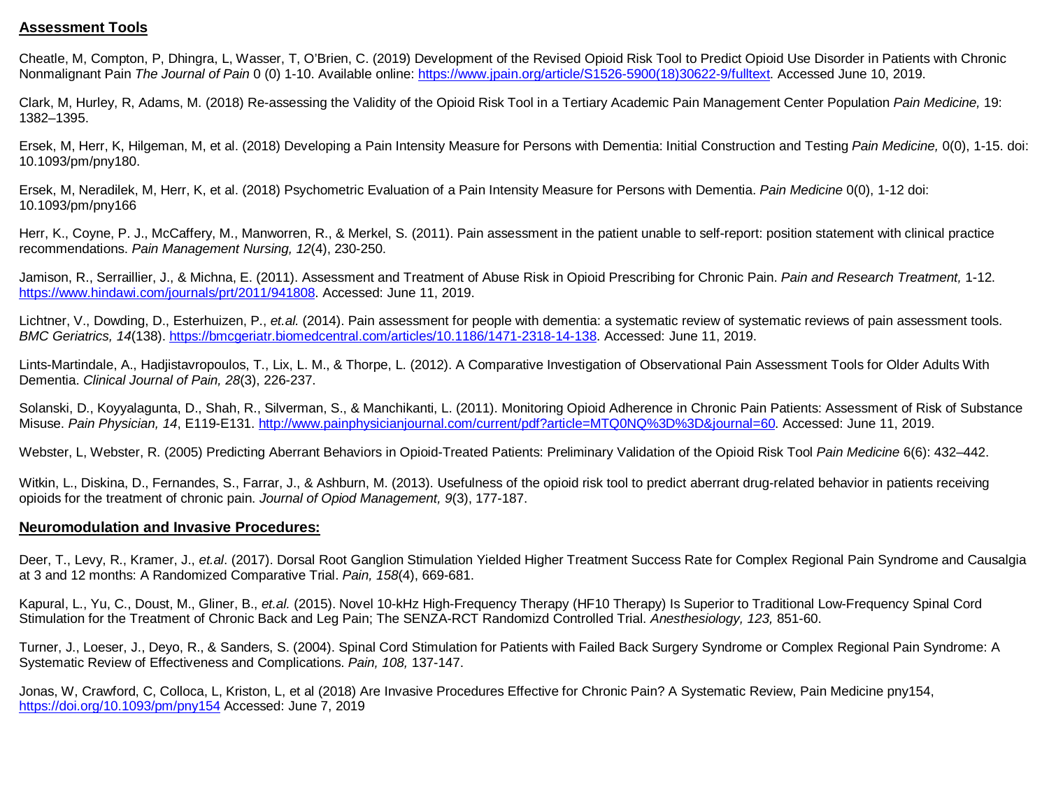## Assessment Tools

Cheatle, M, Compton, P, Dhingra, L, Wasser, T, O'Brien, C. (2019) Development of the Revised Opioid Risk Tool to Predict Opioid Use Disorder in Patients with Chronic Nonmalignant Pain *The Journal of Pain* 0 (0) 1-10. Available online: https://www.jpain.org/article/S1526-5900(18)30622-9/fulltext. Accessed June 10, 2019.

Clark, M, Hurley, R, Adams, M. (2018) Re-assessing the Validity of the Opioid Risk Tool in a Tertiary Academic Pain Management Center Population *Pain Medicine,* 19: 1382–1395.

Ersek, M, Herr, K, Hilgeman, M, et al. (2018) Developing a Pain Intensity Measure for Persons with Dementia: Initial Construction and Testing *Pain Medicine,* 0(0), 1-15. doi: 10.1093/pm/pny180.

Ersek, M, Neradilek, M, Herr, K, et al. (2018) Psychometric Evaluation of a Pain Intensity Measure for Persons with Dementia. *Pain Medicine* 0(0), 1-12 doi: 10.1093/pm/pny166

Herr, K., Coyne, P. J., McCaffery, M., Manworren, R., & Merkel, S. (2011). Pain assessment in the patient unable to self-report: position statement with clinical practice recommendations. *Pain Management Nursing, 12*(4), 230-250.

Jamison, R., Serraillier, J., & Michna, E. (2011). Assessment and Treatment of Abuse Risk in Opioid Prescribing for Chronic Pain. *Pain and Research Treatment,* 1-12. https://www.hindawi.com/journals/prt/2011/941808. Accessed: June 11, 2019.

Lichtner, V., Dowding, D., Esterhuizen, P., *et.al.* (2014). Pain assessment for people with dementia: a systematic review of systematic reviews of pain assessment tools. *BMC Geriatrics, 14*(138). https://bmcgeriatr.biomedcentral.com/articles/10.1186/1471-2318-14-138. Accessed: June 11, 2019.

Lints-Martindale, A., Hadjistavropoulos, T., Lix, L. M., & Thorpe, L. (2012). A Comparative Investigation of Observational Pain Assessment Tools for Older Adults With Dementia. *Clinical Journal of Pain, 28*(3), 226-237.

Solanski, D., Koyyalagunta, D., Shah, R., Silverman, S., & Manchikanti, L. (2011). Monitoring Opioid Adherence in Chronic Pain Patients: Assessment of Risk of Substance Misuse. *Pain Physician, 14*, E119-E131. http://www.painphysicianjournal.com/current/pdf?article=MTQ0NQ%3D%3D&journal=60. Accessed: June 11, 2019.

Webster, L, Webster, R. (2005) Predicting Aberrant Behaviors in Opioid-Treated Patients: Preliminary Validation of the Opioid Risk Tool *Pain Medicine* 6(6): 432–442.

Witkin, L., Diskina, D., Fernandes, S., Farrar, J., & Ashburn, M. (2013). Usefulness of the opioid risk tool to predict aberrant drug-related behavior in patients receiving opioids for the treatment of chronic pain. *Journal of Opiod Management, 9*(3), 177-187.

## Neuromodulation and Invasive Procedures:

Deer, T., Levy, R., Kramer, J., *et.al*. (2017). Dorsal Root Ganglion Stimulation Yielded Higher Treatment Success Rate for Complex Regional Pain Syndrome and Causalgia at 3 and 12 months: A Randomized Comparative Trial. *Pain, 158*(4), 669-681.

Kapural, L., Yu, C., Doust, M., Gliner, B., *et.al.* (2015). Novel 10-kHz High-Frequency Therapy (HF10 Therapy) Is Superior to Traditional Low-Frequency Spinal Cord Stimulation for the Treatment of Chronic Back and Leg Pain; The SENZA-RCT Randomizd Controlled Trial. *Anesthesiology, 123,* 851-60.

Turner, J., Loeser, J., Deyo, R., & Sanders, S. (2004). Spinal Cord Stimulation for Patients with Failed Back Surgery Syndrome or Complex Regional Pain Syndrome: A Systematic Review of Effectiveness and Complications. *Pain, 108,* 137-147.

Jonas, W, Crawford, C, Colloca, L, Kriston, L, et al (2018) Are Invasive Procedures Effective for Chronic Pain? A Systematic Review, Pain Medicine pny154, https://doi.org/10.1093/pm/pny154 Accessed: June 7, 2019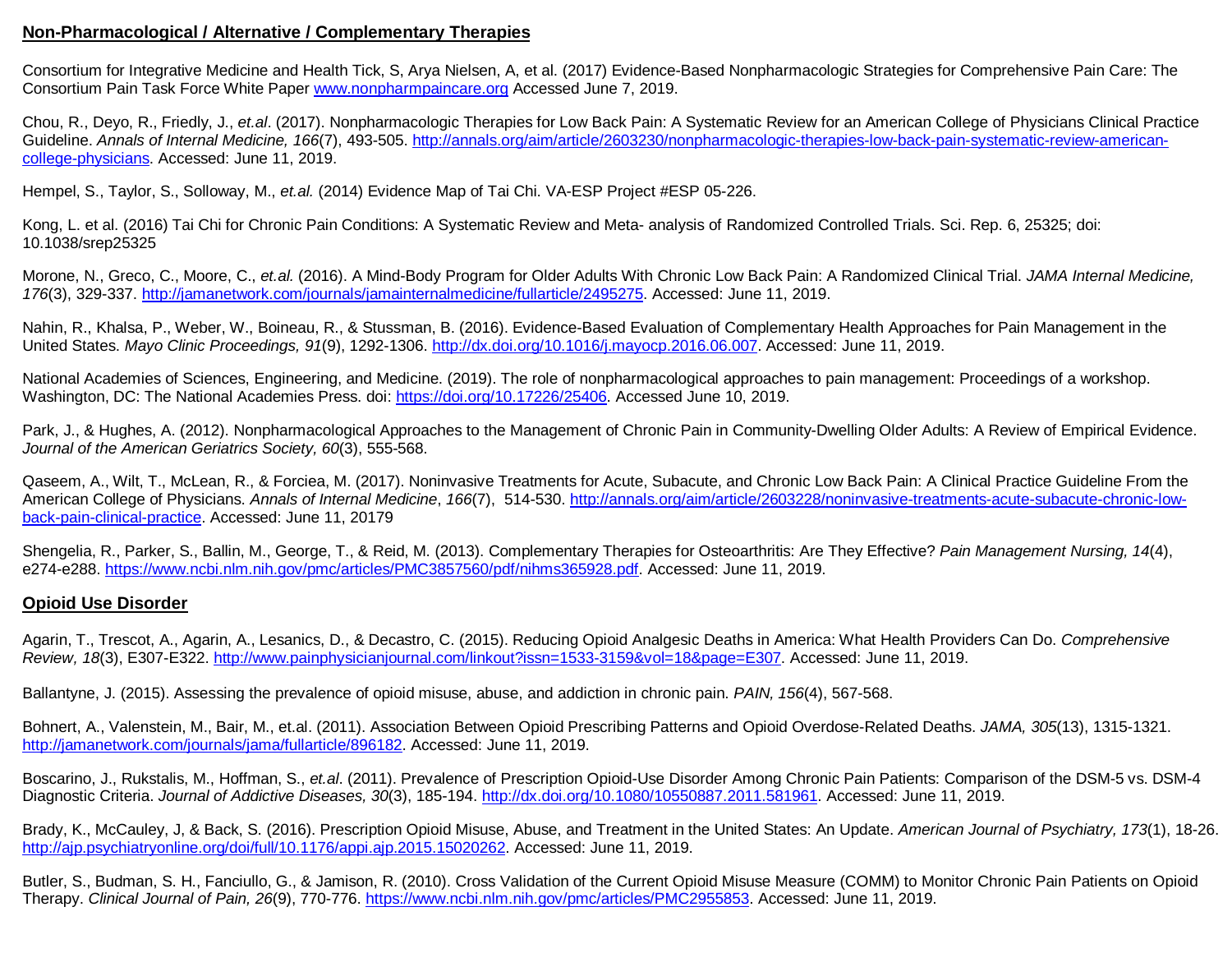## Non-Pharmacological / Alternative / Complementary Therapies

Consortium for Integrative Medicine and Health Tick, S, Arya Nielsen, A, et al. (2017) Evidence-Based Nonpharmacologic Strategies for Comprehensive Pain Care: The Consortium Pain Task Force White Paper www.nonpharmpaincare.org Accessed June 7, 2019.

Chou, R., Deyo, R., Friedly, J., *et.al*. (2017). Nonpharmacologic Therapies for Low Back Pain: A Systematic Review for an American College of Physicians Clinical Practice Guideline. *Annals of Internal Medicine, 166*(7), 493-505. http://annals.org/aim/article/2603230/nonpharmacologic-therapies-low-back-pain-systematic-review-american-college-physicians. Accessed: June 11, 2019.

Hempel, S., Taylor, S., Solloway, M., *et.al.* (2014) Evidence Map of Tai Chi. VA-ESP Project #ESP 05-226.

Kong, L. et al. (2016) Tai Chi for Chronic Pain Conditions: A Systematic Review and Meta- analysis of Randomized Controlled Trials. Sci. Rep. 6, 25325; doi: 10.1038/srep25325

Morone, N., Greco, C., Moore, C., *et.al.* (2016). A Mind-Body Program for Older Adults With Chronic Low Back Pain: A Randomized Clinical Trial. *JAMA Internal Medicine, 176*(3), 329-337. http://jamanetwork.com/journals/jamainternalmedicine/fullarticle/2495275. Accessed: June 11, 2019.

Nahin, R., Khalsa, P., Weber, W., Boineau, R., & Stussman, B. (2016). Evidence-Based Evaluation of Complementary Health Approaches for Pain Management in the United States. *Mayo Clinic Proceedings, 91*(9), 1292-1306. http://dx.doi.org/10.1016/j.mayocp.2016.06.007. Accessed: June 11, 2019.

National Academies of Sciences, Engineering, and Medicine. (2019). The role of nonpharmacological approaches to pain management: Proceedings of a workshop. Washington, DC: The National Academies Press. doi: https://doi.org/10.17226/25406. Accessed June 10, 2019.

Park, J., & Hughes, A. (2012). Nonpharmacological Approaches to the Management of Chronic Pain in Community-Dwelling Older Adults: A Review of Empirical Evidence. *Journal of the American Geriatrics Society, 60*(3), 555-568.

Qaseem, A., Wilt, T., McLean, R., & Forciea, M. (2017). Noninvasive Treatments for Acute, Subacute, and Chronic Low Back Pain: A Clinical Practice Guideline From the American College of Physicians. *Annals of Internal Medicine*, *166*(7), 514-530. http://annals.org/aim/article/2603228/noninvasive-treatments-acute-subacute-chronic-low-back-pain-clinical-practice. Accessed: June 11, 20179

Shengelia, R., Parker, S., Ballin, M., George, T., & Reid, M. (2013). Complementary Therapies for Osteoarthritis: Are They Effective? *Pain Management Nursing, 14*(4), e274-e288. https://www.ncbi.nlm.nih.gov/pmc/articles/PMC3857560/pdf/nihms365928.pdf. Accessed: June 11, 2019.

## Opioid Use Disorder

Agarin, T., Trescot, A., Agarin, A., Lesanics, D., & Decastro, C. (2015). Reducing Opioid Analgesic Deaths in America: What Health Providers Can Do. *Comprehensive Review, 18*(3), E307-E322. http://www.painphysicianjournal.com/linkout?issn=1533-3159&vol=18&page=E307. Accessed: June 11, 2019.

Ballantyne, J. (2015). Assessing the prevalence of opioid misuse, abuse, and addiction in chronic pain. *PAIN, 156*(4), 567-568.

Bohnert, A., Valenstein, M., Bair, M., et.al. (2011). Association Between Opioid Prescribing Patterns and Opioid Overdose-Related Deaths. *JAMA, 305*(13), 1315-1321. http://jamanetwork.com/journals/jama/fullarticle/896182. Accessed: June 11, 2019.

Boscarino, J., Rukstalis, M., Hoffman, S., *et.al*. (2011). Prevalence of Prescription Opioid-Use Disorder Among Chronic Pain Patients: Comparison of the DSM-5 vs. DSM-4 Diagnostic Criteria. *Journal of Addictive Diseases, 30*(3), 185-194. http://dx.doi.org/10.1080/10550887.2011.581961. Accessed: June 11, 2019.

Brady, K., McCauley, J, & Back, S. (2016). Prescription Opioid Misuse, Abuse, and Treatment in the United States: An Update. *American Journal of Psychiatry, 173*(1), 18-26. http://ajp.psychiatryonline.org/doi/full/10.1176/appi.ajp.2015.15020262. Accessed: June 11, 2019.

Butler, S., Budman, S. H., Fanciullo, G., & Jamison, R. (2010). Cross Validation of the Current Opioid Misuse Measure (COMM) to Monitor Chronic Pain Patients on Opioid Therapy. *Clinical Journal of Pain, 26*(9), 770-776. https://www.ncbi.nlm.nih.gov/pmc/articles/PMC2955853. Accessed: June 11, 2019.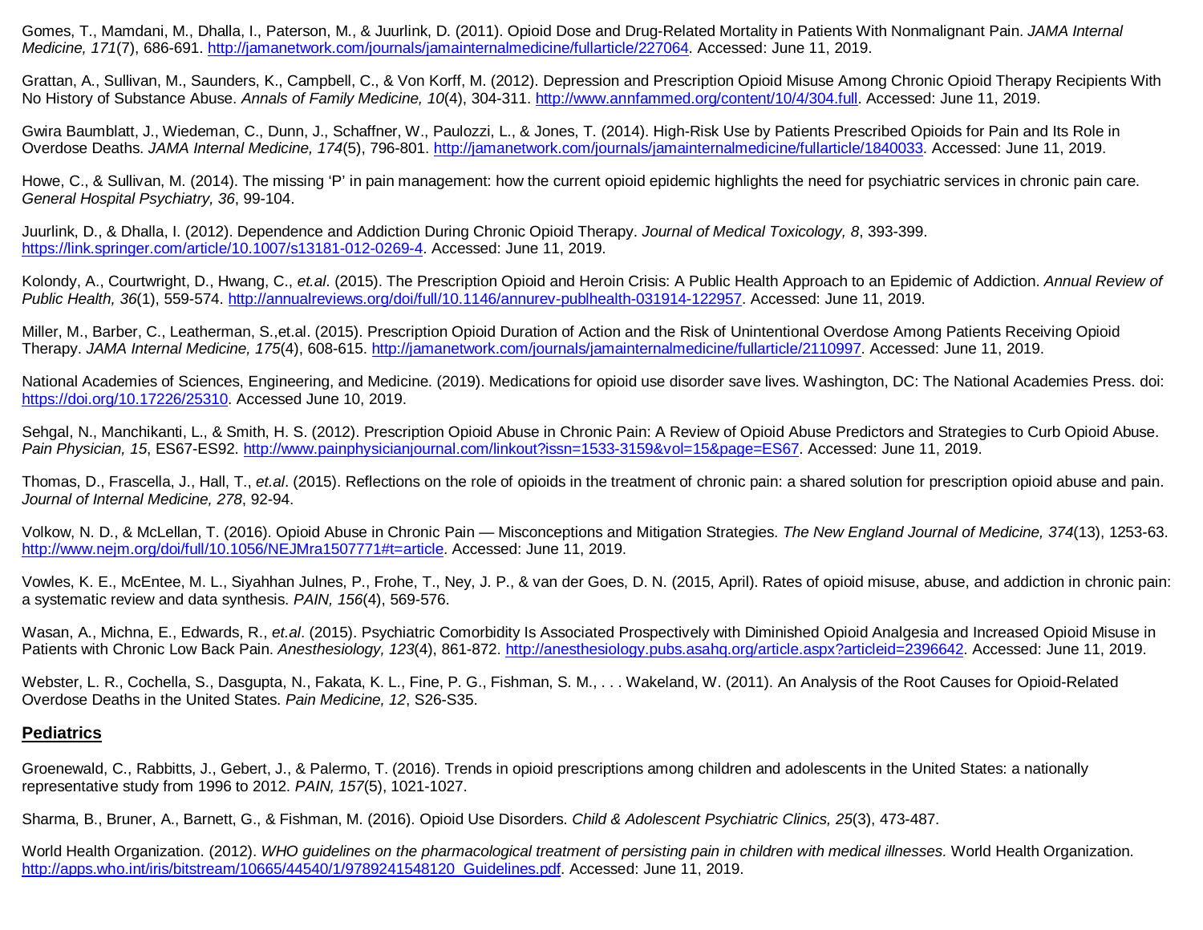Gomes, T., Mamdani, M., Dhalla, I., Paterson, M., & Juurlink, D. (2011). Opioid Dose and Drug-Related Mortality in Patients With Nonmalignant Pain. *JAMA Internal Medicine, 171*(7), 686-691. http://jamanetwork.com/journals/jamainternalmedicine/fullarticle/227064. Accessed: June 11, 2019.

Grattan, A., Sullivan, M., Saunders, K., Campbell, C., & Von Korff, M. (2012). Depression and Prescription Opioid Misuse Among Chronic Opioid Therapy Recipients With No History of Substance Abuse. *Annals of Family Medicine, 10*(4), 304-311. http://www.annfammed.org/content/10/4/304.full. Accessed: June 11, 2019.

Gwira Baumblatt, J., Wiedeman, C., Dunn, J., Schaffner, W., Paulozzi, L., & Jones, T. (2014). High-Risk Use by Patients Prescribed Opioids for Pain and Its Role in Overdose Deaths. *JAMA Internal Medicine, 174*(5), 796-801. http://jamanetwork.com/journals/jamainternalmedicine/fullarticle/1840033. Accessed: June 11, 2019.

Howe, C., & Sullivan, M. (2014). The missing 'P' in pain management: how the current opioid epidemic highlights the need for psychiatric services in chronic pain care. *General Hospital Psychiatry, 36*, 99-104.

Juurlink, D., & Dhalla, I. (2012). Dependence and Addiction During Chronic Opioid Therapy. *Journal of Medical Toxicology, 8*, 393-399. https://link.springer.com/article/10.1007/s13181-012-0269-4. Accessed: June 11, 2019.

Kolondy, A., Courtwright, D., Hwang, C., *et.al*. (2015). The Prescription Opioid and Heroin Crisis: A Public Health Approach to an Epidemic of Addiction. *Annual Review of Public Health, 36*(1), 559-574. http://annualreviews.org/doi/full/10.1146/annurev-publhealth-031914-122957. Accessed: June 11, 2019.

Miller, M., Barber, C., Leatherman, S.,et.al. (2015). Prescription Opioid Duration of Action and the Risk of Unintentional Overdose Among Patients Receiving Opioid Therapy. *JAMA Internal Medicine, 175*(4), 608-615. http://jamanetwork.com/journals/jamainternalmedicine/fullarticle/2110997. Accessed: June 11, 2019.

National Academies of Sciences, Engineering, and Medicine. (2019). Medications for opioid use disorder save lives. Washington, DC: The National Academies Press. doi: https://doi.org/10.17226/25310. Accessed June 10, 2019.

Sehgal, N., Manchikanti, L., & Smith, H. S. (2012). Prescription Opioid Abuse in Chronic Pain: A Review of Opioid Abuse Predictors and Strategies to Curb Opioid Abuse. *Pain Physician, 15*, ES67-ES92. http://www.painphysicianjournal.com/linkout?issn=1533-3159&vol=15&page=ES67. Accessed: June 11, 2019.

Thomas, D., Frascella, J., Hall, T., *et.al*. (2015). Reflections on the role of opioids in the treatment of chronic pain: a shared solution for prescription opioid abuse and pain. *Journal of Internal Medicine, 278*, 92-94.

Volkow, N. D., & McLellan, T. (2016). Opioid Abuse in Chronic Pain — Misconceptions and Mitigation Strategies. *The New England Journal of Medicine, 374*(13), 1253-63. http://www.nejm.org/doi/full/10.1056/NEJMra1507771#t=article. Accessed: June 11, 2019.

Vowles, K. E., McEntee, M. L., Siyahhan Julnes, P., Frohe, T., Ney, J. P., & van der Goes, D. N. (2015, April). Rates of opioid misuse, abuse, and addiction in chronic pain: a systematic review and data synthesis. *PAIN, 156*(4), 569-576.

Wasan, A., Michna, E., Edwards, R., *et.al*. (2015). Psychiatric Comorbidity Is Associated Prospectively with Diminished Opioid Analgesia and Increased Opioid Misuse in Patients with Chronic Low Back Pain. *Anesthesiology, 123*(4), 861-872. http://anesthesiology.pubs.asahq.org/article.aspx?articleid=2396642. Accessed: June 11, 2019.

Webster, L. R., Cochella, S., Dasgupta, N., Fakata, K. L., Fine, P. G., Fishman, S. M., . . . Wakeland, W. (2011). An Analysis of the Root Causes for Opioid-Related Overdose Deaths in the United States. *Pain Medicine, 12*, S26-S35.

## Pediatrics

Groenewald, C., Rabbitts, J., Gebert, J., & Palermo, T. (2016). Trends in opioid prescriptions among children and adolescents in the United States: a nationally representative study from 1996 to 2012. *PAIN, 157*(5), 1021-1027.

Sharma, B., Bruner, A., Barnett, G., & Fishman, M. (2016). Opioid Use Disorders. *Child & Adolescent Psychiatric Clinics, 25*(3), 473-487.

World Health Organization. (2012). *WHO guidelines on the pharmacological treatment of persisting pain in children with medical illnesses.* World Health Organization. http://apps.who.int/iris/bitstream/10665/44540/1/9789241548120_Guidelines.pdf. Accessed: June 11, 2019.